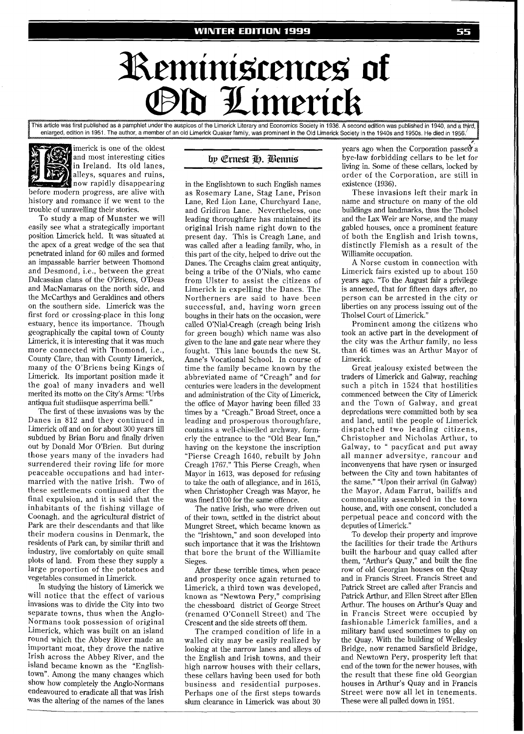# Reminiscences of Old Limerick

This article was first published as a pamphlet under the auspices of the Limerick Literary and Economics Society in 1936. A second edition was published in 1940, and a third, enlarged, edition in 1951. The author, a member of an old Limerick Quaker family, was prominent in the Old Limerick Society in the 1940s and 1950s. He died in 1956.

by Ernest H. Bennis

Limerick is one of the oldest and most interesting cities in Ireland. Its old lanes, alleys, squares and ruins, now rapidly disappearing before modern progress, are alive with history and romance if we went to the trouble of unravelling their stories.

To study a map of Munster we will easily see what a strategically important position Limerick held. It was situated at the apex of a great wedge of the sea that penetrated inland for 60 miles and formed an impassable barrier between Thomond and Desmond, i.e., between the great Dalcassian clans of the O'Briens, O'Deas and MacNamaras on the north side, and the McCarthys and Geraldines and others on the southern side. Limerick was the first ford or crossing-place in this long estuary, hence its importance. Though geographically the capital town of County Limerick, it is interesting that it was much more connected with Thomond, i.e., County Clare, than with County Limerick, many of the O'Briens being Kings of Limerick. Its important position made it the goal of many invaders and well merited its motto on the City's Arms: "Urbs antiqua fuit studiisque asperrima belli."

The first of these invasions was by the Danes in 812 and they continued in Limerick off and on for about 300 years till subdued by Brian Boru and finally driven out by Donald Mor O'Brien. But during those years many of the invaders had surrendered their roving life for more peaceable occupations and had intermarried with the native Irish. Two of these settlements continued after the final expulsion, and it is said that the inhabitants of the fishing village of Coonagh, and the agricultural district of Park are their descendants and that like their modern cousins in Denmark, the residents of Park can, by similar thrift and industry, live comfortably on quite small plots of land. From these they supply a large proportion of the potatoes and vegetables consumed in Limerick.

In studying the history of Limerick we will notice that the effect of various invasions was to divide the City into two separate towns, thus when the Anglo-Normans took possession of original Limerick, which was built on an island round which the Abbey River made an important moat, they drove the native Irish across the Abbey River, and the island became known as the "English-town". Among the many changes which show how completely the Anglo-Normans endeavoured to eradicate all that was Irish was the altering of the names of the lanes in the Englishtown to such English names as Rosemary Lane, Stag Lane, Prison Lane, Red Lion Lane, Churchyard Lane, and Gridiron Lane. Nevertheless, one leading thoroughfare has maintained its original Irish name right down to the present day. This is Creagh Lane, and was called after a leading family, who, in this part of the city, helped to drive out the Danes. The Creaghs claim great antiquity, being a tribe of the O'Nials, who came from Ulster to assist the citizens of Limerick in expelling the Danes. The Northerners are said to have been successful, and, having worn green boughs in their hats on the occasion, were called O'Nial-Creagh (creagh being Irish for green bough) which name was also given to the lane and gate near where they fought. This lane bounds the new St. Anne's Vocational School. In course of time the family became known by the abbreviated name of "Creagh" and for centuries were leaders in the development and administration of the City of Limerick, the office of Mayor having been filled 33 times by a "Creagh." Broad Street, once a leading and prosperous thoroughfare, contains a well-chiselled archway, formerly the entrance to the "Old Bear Inn," having on the keystone the inscription "Pierse Creagh 1640, rebuilt by John Creagh 1767." This Pierse Creagh, when Mayor in 1613, was deposed for refusing to take the oath of allegiance, and in 1615, when Christopher Creagh was Mayor, he was fined £100 for the same offence.

The native Irish, who were driven out of their town, settled in the district about Mungret Street, which became known as the "Irishtown," and soon developed into such importance that it was the Irishtown that bore the brunt of the Williamite Sieges.

After these terrible times, when peace and prosperity once again returned to Limerick, a third town was developed, known as "Newtown Pery," comprising the chessboard district of George Street (renamed O'Connell Street) and The Crescent and the side streets off them.

The cramped condition of life in a walled city may be easily realized by looking at the narrow lanes and alleys of the English and Irish towns, and their high narrow houses with their cellars, these cellars having been used for both business and residential purposes. Perhaps one of the first steps towards slum clearance in Limerick was about 30 years ago when the Corporation passed a bye-law forbidding cellars to be let for living in. Some of these cellars, locked by order of the Corporation, are still in existence (1936).

These invasions left their mark in name and structure on many of the old buildings and landmarks, thus the Tholsel and the Lax Weir are Norse, and the many gabled houses, once a prominent feature of both the English and Irish towns, distinctly Flemish as a result of the Williamite occupation.

A Norse custom in connection with Limerick fairs existed up to about 150 years ago. "To the August fair a privilege is annexed, that for fifteen days after, no person can be arrested in the city or liberties on any process issuing out of the Tholsel Court of Limerick."

Prominent among the citizens who took an active part in the development of the city was the Arthur family, no less than 46 times was an Arthur Mayor of Limerick.

Great jealousy existed between the traders of Limerick and Galway, reaching such a pitch in 1524 that hostilities commenced between the City of Limerick and the Town of Galway, and great depredations were committed both by sea and land, until the people of Limerick dispatched two leading citizens, Christopher and Nicholas Arthur, to Galway, to " pacyficat and put away all manner adversitye, rancour and inconvenyens that have rysen or insurged between the City and town habitantes of the same." "Upon their arrival (in Galway) the Mayor, Adam Farrut, bailiffs and commonality assembled in the town house, and, with one consent, concluded a perpetual peace and concord with the deputies of Limerick."

To develop their property and improve the facilities for their trade the Arthurs built the harbour and quay called after them, "Arthur's Quay," and built the fine row of old Georgian houses on the Quay and in Francis Street. Francis Street and Patrick Street are called after Francis and Patrick Arthur, and Ellen Street after Ellen Arthur. The houses on Arthur's Quay and in Francis Street were occupied by fashionable Limerick families, and a military band used sometimes to play on the Quay. With the building of Wellesley Bridge, now renamed Sarsfield Bridge, and Newtown Pery, prosperity left that end of the town for the newer houses, with the result that these fine old Georgian houses in Arthur's Quay and in Francis Street were now all let in tenements. These were all pulled down in 1951.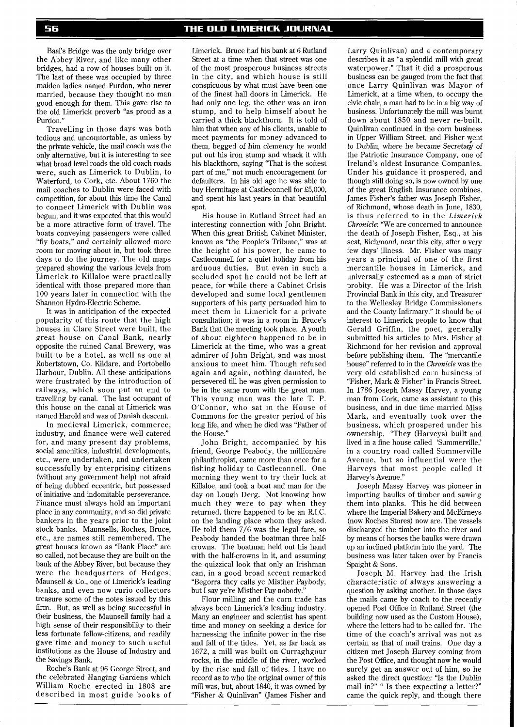Baal's Bridge was the only bridge over the Abbey River, and like many other bridges, had a row of houses built on it. The last of these was occupied by three maiden ladies named Purdon, who never married, because they thought no man good enough for them. This gave rise to the old Limerick proverb "as proud as a Purdon."

Travelling in those days was both tedious and uncomfortable, as unless by the private vehicle, the mail coach was the only alternative, but it is interesting to see what broad level roads the old coach roads were, such as Limerick to Dublin, to Waterford, to Cork, etc. About 1760 the mail coaches to Dublin were faced with competition, for about this time the Canal to connect Limerick with Dublin was begun, and it was expected that this would be a more attractive form of travel. The boats conveying passengers were called "fly boats," and certainly allowed more room for moving about in, but took three days to do the journey. The old maps prepared showing the various levels from Limerick to Killaloe were practically identical with those prepared more than 100 years later in connection with the Shannon Hydro-Electric Scheme.

It was in anticipation of the expected popularity of this route that the high houses in Clare Street were built, the great house on Canal Bank, nearly opposite the ruined Canal Brewery, was built to be a hotel, as well as one at Robertstown, Co. Kildare, and Portobello Harbour, Dublin. All these anticipations were frustrated by the introduction of railways, which soon put an end to travelling by canal. The last occupant of this house on the canal at Limerick was named Harold and was of Danish descent.

In medieval Limerick, commerce, industry, and finance were well catered for, and many present day problems, social amenities, industrial developments, etc., were undertaken, and undertaken successfully by enterprising citizens (without any government help) not afraid of being dubbed eccentric, but possessed of initiative and indomitable perseverance. Finance must always hold an important place in any community, and so did private bankers in the years prior to the joint stock banks. Maunsells, Roches, Bruce, etc., are names still remembered. The great houses known as "Bank Place" are so called, not because they are built on the bank of the Abbey River, but because they were the headquarters of Hedges, Maunsell & Co., one of Limerick's leading banks, and even now curio collectors treasure some of the notes issued by this firm. But, as well as being successful in their business, the Maunsell family had a high sense of their responsibility to their less fortunate fellow-citizens, and readily gave time and money to such useful institutions as the House of Industry and the Savings Bank.

Roche's Bank at 96 George Street, and the celebrated Hanging Gardens which William Roche erected in 1808 are described in most guide books of Limerick. Bruce had his bank at 6 Rutland Street at a time when that street was one of the most prosperous business streets in the city, and which house is still conspicuous by what must have been one of the finest hall doors in Limerick. He had only one leg, the other was an iron stump, and to help himself about he carried a thick blackthorn. It is told of him that when any of his clients, unable to meet payments for money advanced to them, begged of him clemency he would put out his iron stump and whack it with his blackthorn, saying "That is the softest part of me," not much encouragement for defaulters. In his old age he was able to buy Hermitage at Castleconnell for £5,000, and spent his last years in that beautiful spot.

His house in Rutland Street had an interesting connection with John Bright. When this great British Cabinet Minister, known as "the People's Tribune," was at the height of his power, he came to Castleconnell for a quiet holiday from his arduous duties. But even in such a secluded spot he could not be left at peace, for while there a Cabinet Crisis developed and some local gentlemen supporters of his party persuaded him to meet them in Limerick for a private consultation; it was in a room in Bruce's Bank that the meeting took place. A youth of about eighteen happened to be in Limerick at the time, who was a great admirer of John Bright, and was most anxious to meet him. Though refused again and again, nothing daunted, he persevered till he was given permission to be in the same room with the great man. This young man was the late T. P. O'Connor, who sat in the House of Commons for the greater period of his long life, and when he died was "Father of the House."

John Bright, accompanied by his friend, George Peabody, the millionaire philanthropist, came more than once for a fishing holiday to Castleconnell. One morning they went to try their luck at Killaloe, and took a boat and man for the day on Lough Derg. Not knowing how much they were to pay when they returned, there happened to be an R.I.C. on the landing place whom they asked. He told them 7/6 was the legal fare, so Peabody handed the boatman three half-crowns. The boatman held out his hand with the half-crowns in it, and assuming the quizzical look that only an Irishman can, in a good broad accent remarked "Begorra they calls ye Misther Paybody, but I say ye're Misther Pay nobody."

Flour milling and the corn trade has always been Limerick's leading industry. Many an engineer and scientist has spent time and money on seeking a device for harnessing the infinite power in the rise and fall of the tides. Yet, as far back as 1672, a mill was built on Curraghgour rocks, in the middle of the river, worked by the rise and fall of tides. I have no record as to who the original owner of this mill was, but, about 1840, it was owned by "Fisher & Quinlivan" (James Fisher and Larry Quinlivan) and a contemporary describes it as "a splendid mill with great waterpower." That it did a prosperous business can be gauged from the fact that once Larry Quinlivan was Mayor of Limerick, at a time when, to occupy the civic chair, a man had to be in a big way of business. Unfortunately the mill was burnt down about 1850 and never re-built. Quinlivan continued in the corn business in Upper William Street, and Fisher went to Dublin, where he became Secretary of the Patriotic Insurance Company, one of Ireland's oldest Insurance Companies. Under his guidance it prospered, and though still doing so, is now owned by one of the great English Insurance combines. James Fisher's father was Joseph Fisher, of Richmond, whose death in June, 1830, is thus referred to in the *Limerick Chronicle*: "We are concerned to announce the death of Joseph Fisher, Esq., at his seat, Richmond, near this city, after a very few days' illness. Mr. Fisher was many years a principal of one of the first mercantile houses in Limerick, and universally esteemed as a man of strict probity. He was a Director of the Irish Provincial Bank in this city, and Treasurer to the Wellesley Bridge Commissioners and the County Infirmary." It should be of interest to Limerick people to know that Gerald Griffin, the poet, generally submitted his articles to Mrs. Fisher at Richmond for her revision and approval before publishing them. The "mercantile house" referred to in the *Chronicle* was the very old established corn business of "Fisher, Mark & Fisher" in Francis Street. In 1786 Joseph Massy Harvey, a young man from Cork, came as assistant to this business, and in due time married Miss Mark, and eventually took over the business, which prospered under his ownership. "They (Harveys) built and lived in a fine house called 'Summerville,' in a country road called Summerville Avenue, but so influential were the Harveys that most people called it Harvey's Avenue."

Joseph Massy Harvey was pioneer in importing baulks of timber and sawing them into planks. This he did between where the Imperial Bakery and McBirneys (now Roches Stores) now are. The vessels discharged the timber into the river and by means of horses the baulks were drawn up an inclined platform into the yard. The business was later taken over by Francis Spaight & Sons.

Joseph M. Harvey had the Irish characteristic of always answering a question by asking another. In those days the mails came by coach to the recently opened Post Office in Rutland Street (the building now used as the Custom House), where the letters had to be called for. The time of the coach's arrival was not as certain as that of mail trains. One day a citizen met Joseph Harvey coming from the Post Office, and thought now he would surely get an answer out of him, so he asked the direct question: "Is the Dublin mail in?" " Is thee expecting a letter?" came the quick reply, and though there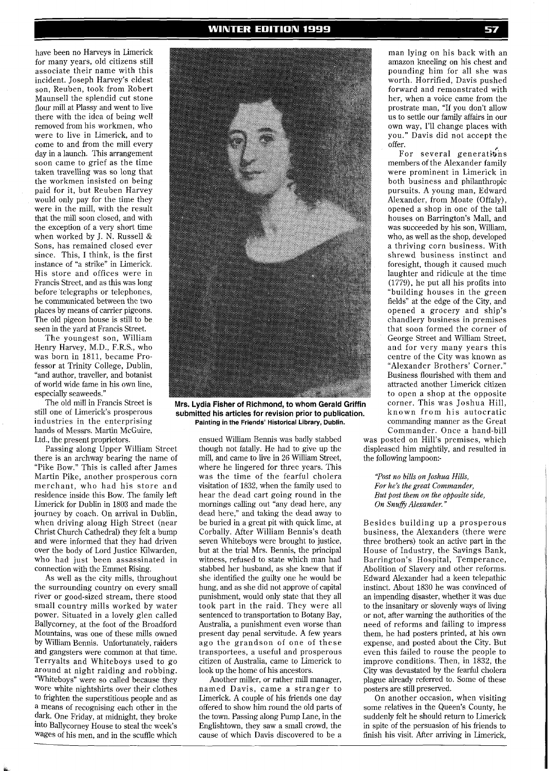have been no Harveys in Limerick for many years, old citizens still associate their name with this incident. Joseph Harvey's eldest son, Reuben, took from Robert Maunsell the splendid cut stone flour mill at Plassy and went to live there with the idea of being well removed from his workmen, who were to live in Limerick, and to come to and from the mill every day in a launch. This arrangement soon came to grief as the time taken travelling was so long that the workmen insisted on being paid for it, but Reuben Harvey would only pay for the time they were in the mill, with the result that the mill soon closed, and with the exception of a very short time when worked by J. N. Russell & Sons, has remained closed ever since. This, I think, is the first instance of "a strike" in Limerick. His store and offices were in Francis Street, and as this was long before telegraphs or telephones, he communicated between the two places by means of carrier pigeons. The old pigeon house is still to be seen in the yard at Francis Street.

The youngest son, William Henry Harvey, M.D., F.R.S., who was born in 1811, became Professor at Trinity College, Dublin, "and author, traveller, and botanist of world wide fame in his own line, especially seaweeds."

The old mill in Francis Street is still one of Limerick's prosperous industries in the enterprising hands of Messrs. Martin McGuire, Ltd., the present proprietors.

Passing along Upper William Street there is an archway bearing the name of "Pike Bow." This is called after James Martin Pike, another prosperous corn merchant, who had his store and residence inside this Bow. The family left Limerick for Dublin in 1803 and made the journey by coach. On arrival in Dublin, when driving along High Street (near Christ Church Cathedral) they felt a bump and were informed that they had driven over the body of Lord Justice Kilwarden, who had just been assassinated in connection with the Emmet Rising.

As well as the city mills, throughout the surrounding country on every small river or good-sized stream, there stood small country mills worked by water power. Situated in a lovely glen called Ballycorney, at the foot of the Broadford Mountains, was one of these mills owned by William Bennis. Unfortunately, raiders and gangsters were common at that time. Terryalts and Whiteboys used to go around at night raiding and robbing. "Whiteboys" were so called because they wore white nightshirts over their clothes to frighten the superstitious people and as a means of recognising each other in the dark. One Friday, at midnight, they broke into Ballycorney House to steal the week's wages of his men, and in the scuffle which ensued William Bennis was badly stabbed though not fatally. He had to give up the mill, and came to live in 26 William Street, where he lingered for three years. This was the time of the fearful cholera visitation of 1832, when the family used to hear the dead cart going round in the mornings calling out "any dead here, any dead here," and taking the dead away to be buried in a great pit with quick lime, at Corbally. After William Bennis's death seven Whiteboys were brought to justice, but at the trial Mrs. Bennis, the principal witness, refused to state which man had stabbed her husband, as she knew that if she identified the guilty one he would be hung, and as she did not approve of capital punishment, would only state that they all took part in the raid. They were all sentenced to transportation to Botany Bay, Australia, a punishment even worse than present day penal servitude. A few years ago the grandson of one of these transportees, a useful and prosperous citizen of Australia, came to Limerick to look up the home of his ancestors.

**Mrs. Lydia Fisher of Richmond, to whom Gerald Griffin submitted his articles for revision prior to publication.**
**Painting in the Friends' Historical Library, Dublin.**

Another miller, or rather mill manager, named Davis, came a stranger to Limerick. A couple of his friends one day offered to show him round the old parts of the town. Passing along Pump Lane, in the Englishtown, they saw a small crowd, the cause of which Davis discovered to be a man lying on his back with an amazon kneeling on his chest and pounding him for all she was worth. Horrified, Davis pushed forward and remonstrated with her, when a voice came from the prostrate man, "If you don't allow us to settle our family affairs in our own way, I'll change places with you." Davis did not accept the offer.

For several generations members of the Alexander family were prominent in Limerick in both business and philanthropic pursuits. A young man, Edward Alexander, from Moate (Offaly), opened a shop in one of the tall houses on Barrington's Mall, and was succeeded by his son, William, who, as well as the shop, developed a thriving corn business. With shrewd business instinct and foresight, though it caused much laughter and ridicule at the time (1779), he put all his profits into "building houses in the green fields" at the edge of the City, and opened a grocery and ship's chandlery business in premises that soon formed the corner of George Street and William Street, and for very many years this centre of the City was known as "Alexander Brothers' Corner." Business flourished with them and attracted another Limerick citizen to open a shop at the opposite corner. This was Joshua Hill, known from his autocratic commanding manner as the Great Commander. Once a hand-bill was posted on Hill's premises, which displeased him mightily, and resulted in the following lampoon:-

*"Post no bills on Joshua Hills,*
*For he's the great Commander,*
*But post them on the opposite side,*
*On Snuffy Alexander."*

Besides building up a prosperous business, the Alexanders (there were three brothers) took an active part in the House of Industry, the Savings Bank, Barrington's Hospital, Temperance, Abolition of Slavery and other reforms. Edward Alexander had a keen telepathic instinct. About 1830 he was convinced of an impending disaster, whether it was due to the insanitary or slovenly ways of living or not, after warning the authorities of the need of reforms and failing to impress them, he had posters printed, at his own expense, and posted about the City. But even this failed to rouse the people to improve conditions. Then, in 1832, the City was devastated by the fearful cholera plague already referred to. Some of these posters are still preserved.

On another occasion, when visiting some relatives in the Queen's County, he suddenly felt he should return to Limerick in spite of the persuasion of his friends to finish his visit. After arriving in Limerick,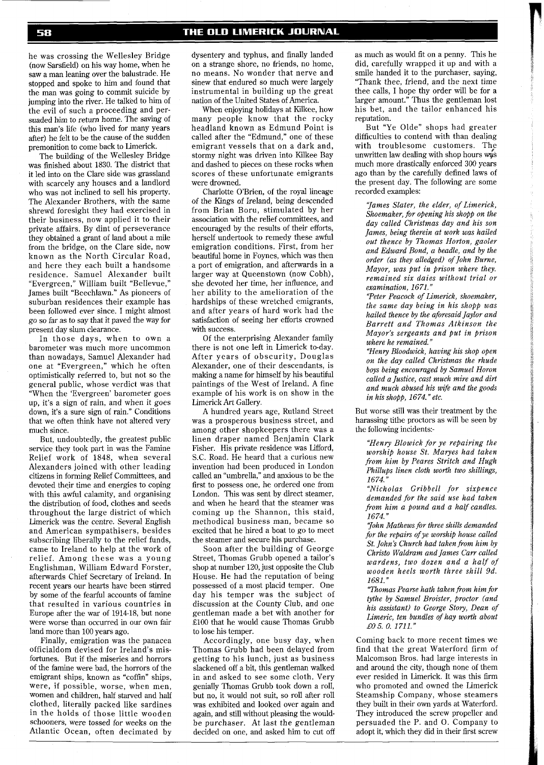he was crossing the Wellesley Bridge (now Sarsfield) on his way home, when he saw a man leaning over the balustrade. He stopped and spoke to him and found that the man was going to commit suicide by jumping into the river. He talked to him of the evil of such a proceeding and persuaded him to return home. The saving of this man's life (who lived for many years after) he felt to be the cause of the sudden premonition to come back to Limerick.

The building of the Wellesley Bridge was finished about 1830. The district that it led into on the Clare side was grassland with scarcely any houses and a landlord who was not inclined to sell his property. The Alexander Brothers, with the same shrewd foresight they had exercised in their business, now applied it to their private affairs. By dint of perseverance they obtained a grant of land about a mile from the bridge, on the Clare side, now known as the North Circular Road, and here they each built a handsome residence. Samuel Alexander built "Evergreen," William built "Bellevue," James built "Beechlawn." As pioneers of suburban residences their example has been followed ever since. I might almost go so far as to say that it paved the way for present day slum clearance.

In those days, when to own a barometer was much more uncommon than nowadays, Samuel Alexander had one at "Evergreen," which he often optimistically referred to, but not so the general public, whose verdict was that "When the 'Evergreen' barometer goes up, it's a sign of rain, and when it goes down, it's a sure sign of rain." Conditions that we often think have not altered very much since.

But, undoubtedly, the greatest public service they took part in was the Famine Relief work of 1848, when several Alexanders joined with other leading citizens in forming Relief Committees, and devoted their time and energies to coping with this awful calamity, and organising the distribution of food, clothes and seeds throughout the large district of which Limerick was the centre. Several English and American sympathisers, besides subscribing liberally to the relief funds, came to Ireland to help at the work of relief. Among these was a young Englishman, William Edward Forster, afterwards Chief Secretary of Ireland. In recent years our hearts have been stirred by some of the fearful accounts of famine that resulted in various countries in Europe after the war of 1914-18, but none were worse than occurred in our own fair land more than 100 years ago.

Finally, emigration was the panacea officialdom devised for Ireland's misfortunes. But if the miseries and horrors of the famine were bad, the horrors of the emigrant ships, known as "coffin" ships, were, if possible, worse, when men, women and children, half starved and half clothed, literally packed like sardines in the holds of those little wooden schooners, were tossed for weeks on the Atlantic Ocean, often decimated by dysentery and typhus, and finally landed on a strange shore, no friends, no home, no means. No wonder that nerve and sinew that endured so much were largely instrumental in building up the great nation of the United States of America.

When enjoying holidays at Kilkee, how many people know that the rocky headland known as Edmund Point is called after the "Edmund," one of these emigrant vessels that on a dark and, stormy night was driven into Kilkee Bay and dashed to pieces on these rocks when scores of these unfortunate emigrants were drowned.

Charlotte O'Brien, of the royal lineage of the Kings of Ireland, being descended from Brian Boru, stimulated by her association with the relief committees, and encouraged by the results of their efforts, herself undertook to remedy these awful emigration conditions. First, from her beautiful home in Foynes, which was then a port of emigration, and afterwards in a larger way at Queenstown (now Cobh), she devoted her time, her influence, and her ability to the amelioration of the hardships of these wretched emigrants, and after years of hard work had the satisfaction of seeing her efforts crowned with success.

Of the enterprising Alexander family there is not one left in Limerick to-day. After years of obscurity, Douglas Alexander, one of their descendants, is making a name for himself by his beautiful paintings of the West of Ireland. A fine example of his work is on show in the Limerick Art Gallery.

A hundred years age, Rutland Street was a prosperous business street, and among other shopkeepers there was a linen draper named Benjamin Clark Fisher. His private residence was Lifford, S.C. Road. He heard that a curious new invention had been produced in London called an "umbrella," and anxious to be the first to possess one, he ordered one from London. This was sent by direct steamer, and when he heard that the steamer was coming up the Shannon, this staid, methodical business man, became so excited that he hired a boat to go to meet the steamer and secure his purchase.

Soon after the building of George Street, Thomas Grubb opened a tailor's shop at number 120, just opposite the Club House. He had the reputation of being possessed of a most placid temper. One day his temper was the subject of discussion at the County Club, and one gentleman made a bet with another for £100 that he would cause Thomas Grubb to lose his temper.

Accordingly, one busy day, when Thomas Grubb had been delayed from getting to his lunch, just as business slackened off a bit, this gentleman walked in and asked to see some cloth. Very genially Thomas Grubb took down a roll, but no, it would not suit, so roll after roll was exhibited and looked over again and again, and still without pleasing the would-be purchaser. At last the gentleman decided on one, and asked him to cut off as much as would fit on a penny. This he did, carefully wrapped it up and with a smile handed it to the purchaser, saying, "Thank thee, friend, and the next time thee calls, I hope thy order will be for a larger amount." Thus the gentleman lost his bet, and the tailor enhanced his reputation.

But "Ye Olde" shops had greater difficulties to contend with than dealing with troublesome customers. The unwritten law dealing with shop hours was much more drastically enforced 300 years ago than by the carefully defined laws of the present day. The following are some recorded examples:

> *"James Slater, the elder, of Limerick, Shoemaker, for opening his shopp on the day called Christmas day and his son James, being therein at work was hailed out thence by Thomas Horton, gaoler and Edward Bond, a beadle, and by the order (as they alledged) of John Burne, Mayor, was put in prison where they. remained six daies without trial or examination, 1671."*
>
> *"Peter Peacock of Limerick, shoemaker, the same day being in his shopp was hailed thence by the aforesaid Jaylor and Barrett and Thomas Atkinson the Mayor's sergeants and put in prison where he remained."*
>
> *"Henry Bloodwick, having his shop open on the day called Christmas the rhude boys being encouraged by Samuel Horon called a Justice, cast much mire and dirt and much abused his wife and the goods in his shopp, 1674." etc.*

But worse still was their treatment by the harassing tithe proctors as will be seen by the following incidents:-

> *"Henry Blowick for ye repairing the worship house St. Maryes had taken from him by Peares Stritch and Hugh Phillups linen cloth worth two shillings, 1674."*
>
> *"Nicholas Gribbell for sixpence demanded for the said use had taken from him a pound and a half candles. 1674."*
>
> *"John Mathews for three shills demanded for the repairs of ye worship house called St. John's Church had taken from him by Christo Waldram and James Carr called wardens, two dozen and a half of wooden heels worth three shill 9d. 1681."*
>
> *"Thomas Pearse hath taken from him for tythe by Samuel Broister, proctor (and his assistant) to George Story, Dean of Limeric, ten bundles of hay worth about £0 5. 0. 1711."*

Coming back to more recent times we find that the great Waterford firm of Malcomson Bros. had large interests in and around the city, though none of them ever resided in Limerick. It was this firm who promoted and owned the Limerick Steamship Company, whose steamers they built in their own yards at Waterford. They introduced the screw propeller and persuaded the P. and O. Company to adopt it, which they did in their first screw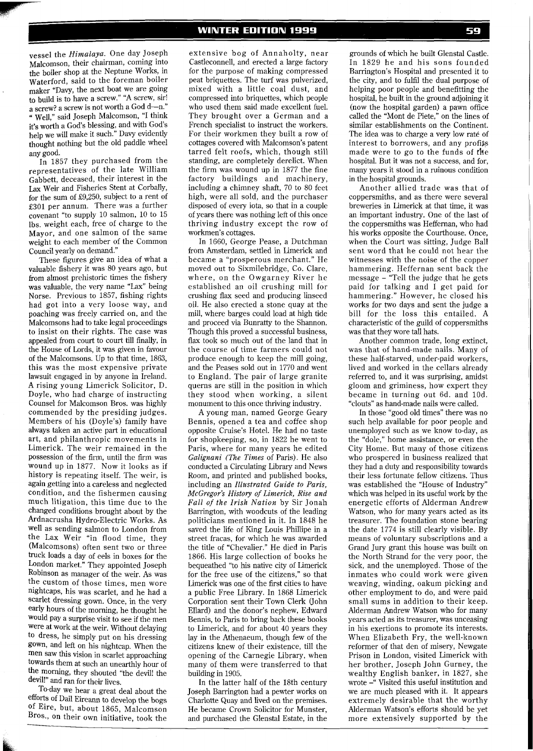vessel the *Himalaya*. One day Joseph Malcomson, their chairman, coming into the boiler shop at the Neptune Works, in Waterford, said to the foreman boiler maker "Davy, the next boat we are going to build is to have a screw." "A screw, sir! a screw? a screw is not worth a God d—n." "Well," said Joseph Malcomson, "I think it's worth a God's blessing, and with God's help we will make it such." Davy evidently thought nothing but the old paddle wheel any good.

In 1857 they purchased from the representatives of the late William Gabbett, deceased, their interest in the Lax Weir and Fisheries Stent at Corbally, for the sum of £9,250, subject to a rent of £301 per annum. There was a further covenant "to supply 10 salmon, 10 to 15 lbs. weight each, free of charge to the Mayor, and one salmon of the same weight to each member of the Common Council yearly on demand."

These figures give an idea of what a valuable fishery it was 80 years ago, but from almost prehistoric times the fishery was valuable, the very name "Lax" being Norse. Previous to 1857, fishing rights had got into a very loose way, and poaching was freely carried on, and the Malcomsons had to take legal proceedings to insist on their rights. The case was appealed from court to court till finally, in the House of Lords, it was given in favour of the Malcomsons. Up to that time, 1863, this was the most expensive private lawsuit engaged in by anyone in Ireland. A rising young Limerick Solicitor, D. Doyle, who had charge of instructing Counsel for Malcomson Bros. was highly commended by the presiding judges. Members of his (Doyle's) family have always taken an active part in educational art, and philanthropic movements in Limerick. The weir remained in the possession of the firm, until the firm was wound up in 1877. Now it looks as if history is repeating itself. The weir, is again getting into a careless and neglected condition, and the fishermen causing much litigation, this time due to the changed conditions brought about by the Ardnacrusha Hydro-Electric Works. As well as sending salmon to London from the Lax Weir "in flood time, they (Malcomsons) often sent two or three truck loads a day of eels in boxes for the London market." They appointed Joseph Robinson as manager of the weir. As was the custom of those times, men wore nightcaps, his was scarlet, and he had a scarlet dressing gown. Once, in the very early hours of the morning, he thought he would pay a surprise visit to see if the men were at work at the weir. Without delaying to dress, he simply put on his dressing gown, and left on his nightcap. When the men saw this vision in scarlet approaching towards them at such an unearthly hour of the morning, they shouted "the devil! the devil!" and ran for their lives.

To-day we hear a great deal about the efforts of Dail Eireann to develop the bogs of Eire, but, about 1865, Malcomson Bros., on their own initiative, took the extensive bog of Annaholty, near Castleconnell, and erected a large factory for the purpose of making compressed peat briquettes. The turf was pulverized, mixed with a little coal dust, and compressed into briquettes, which people who used them said made excellent fuel. They brought over a German and a French specialist to instruct the workers. For their workmen they built a row of cottages covered with Malcomson's patent tarred felt roofs, which, though still standing, are completely derelict. When the firm was wound up in 1877 the fine factory buildings and machinery, including a chimney shaft, 70 to 80 feet high, were all sold, and the purchaser disposed of every iota, so that in a couple of years there was nothing left of this once thriving industry except the row of workmen's cottages.

In 1660, George Pease, a Dutchman from Amsterdam, settled in Limerick and became a "prosperous merchant." He moved out to Sixmilebridge, Co. Clare, where, on the Owgarney River he established an oil crushing mill for crushing flax seed and producing linseed oil. He also erected a stone quay at the mill, where barges could load at high tide and proceed via Bunratty to the Shannon. Though this proved a successful business, flax took so much out of the land that in the course of time farmers could not produce enough to keep the mill going, and the Peases sold out in 1770 and went to England. The pair of large granite querns are still in the position in which they stood when working, a silent monument to this once thriving industry.

A young man, named George Geary Bennis, opened a tea and coffee shop opposite Cruise's Hotel. He had no taste for shopkeeping, so, in 1822 he went to Paris, where for many years he edited *Galignani (The Times* of Paris). He also conducted a Circulating Library and News Room, and printed and published books, including an *Illustrated Guide to Paris, McGregor's History of Limerick, Rise and Fall of the Irish Nation* by Sir Jonah Barrington, with woodcuts of the leading politicians mentioned in it. In 1848 he saved the life of King Louis Phillipe in a street fracas, for which he was awarded the title of "Chevalier." He died in Paris 1866. His large collection of books he bequeathed "to his native city of Limerick for the free use of the citizens," so that Limerick was one of the first cities to have a public Free Library. In 1868 Limerick Corporation sent their Town Clerk (John Ellard) and the donor's nephew, Edward Bennis, to Paris to bring back these books to Limerick, and for about 40 years they lay in the Athenaeum, though few of the citizens knew of their existence, till the opening of the Carnegie Library, when many of them were transferred to that building in 1905.

In the latter half of the 18th century Joseph Barrington had a pewter works on Charlotte Quay and lived on the premises. He became Crown Solicitor for Munster, and purchased the Glenstal Estate, in the grounds of which he built Glenstal Castle. In 1829 he and his sons founded Barrington's Hospital and presented it to the city, and to fulfil the dual purpose of helping poor people and benefitting the hospital, he built in the ground adjoining it (now the hospital garden) a pawn office called the "Mont de Piete," on the lines of similar establishments on the Continent. The idea was to charge a very low rate of interest to borrowers, and any profits made were to go to the funds of the hospital. But it was not a success, and for, many years it stood in a ruinous condition in the hospital grounds.

Another allied trade was that of coppersmiths, and as there were several breweries in Limerick at that time, it was an important industry. One of the last of the coppersmiths was Heffernan, who had his works opposite the Courthouse. Once, when the Court was sitting, Judge Ball sent word that he could not hear the witnesses with the noise of the copper hammering. Heffernan sent back the message – "Tell the judge that he gets paid for talking and I get paid for hammering." However, he closed his works for two days and sent the judge a bill for the loss this entailed. A characteristic of the guild of coppersmiths was that they wore tall hats.

Another common trade, long extinct, was that of hand-made nails. Many of these half-starved, under-paid workers, lived and worked in the cellars already referred to, and it was surprising, amidst gloom and griminess, how expert they became in turning out 6d. and 10d. "clouts" as hand-made nails were called.

In those "good old times" there was no such help available for poor people and unemployed such as we know to-day, as the "dole," home assistance, or even the City Home. But many of those citizens who prospered in business realized that they had a duty and responsibility towards their less fortunate fellow citizens. Thus was established the "House of Industry" which was helped in its useful work by the energetic efforts of Alderman Andrew Watson, who for many years acted as its treasurer. The foundation stone bearing the date 1774 is still clearly visible. By means of voluntary subscriptions and a Grand Jury grant this house was built on the North Strand for the very poor, the sick, and the unemployed. Those of the inmates who could work were given weaving, winding, oakum picking and other employment to do, and were paid small sums in addition to their keep. Alderman Andrew Watson who for many years acted as its treasurer, was unceasing in his exertions to promote its interests. When Elizabeth Fry, the well-known reformer of that den of misery, Newgate Prison in London, visited Limerick with her brother, Joseph John Gurney, the wealthy English banker, in 1827, she wrote –" Visited this useful institution and we are much pleased with it. It appears extremely desirable that the worthy Alderman Watson's efforts should be yet more extensively supported by the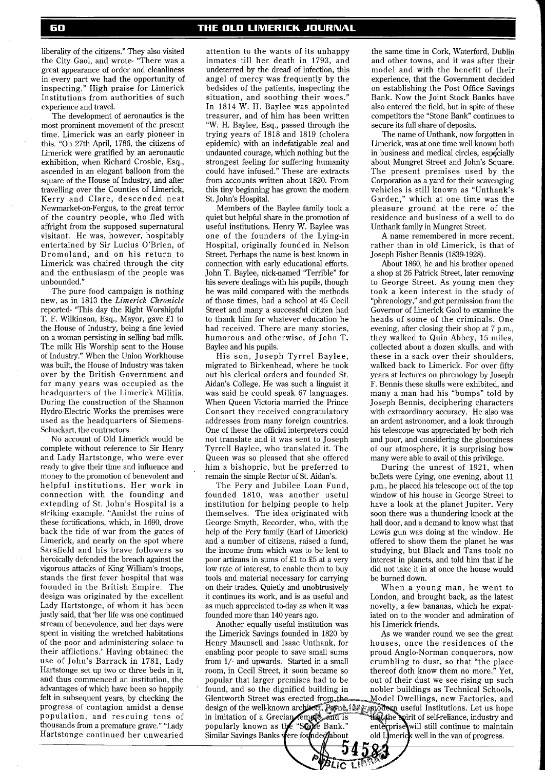liberality of the citizens." They also visited the City Gaol, and wrote- "There was a great appearance of order and cleanliness in every part we had the opportunity of inspecting." High praise for Limerick Institutions from authorities of such experience and travel.

The development of aeronautics is the most prominent movement of the present time. Limerick was an early pioneer in this. "On 27th April, 1786, the citizens of Limerick were gratified by an aeronautic exhibition, when Richard Crosbie, Esq., ascended in an elegant balloon from the square of the House of Industry, and after travelling over the Counties of Limerick, Kerry and Clare, descended neat Newmarket-on-Fergus, to the great terror of the country people, who fled with affright from the supposed supernatural visitant. He was, however, hospitably entertained by Sir Lucius O'Brien, of Dromoland, and on his return to Limerick was chaired through the city and the enthusiasm of the people was unbounded."

The pure food campaign is nothing new, as in 1813 the *Limerick Chronicle* reported- "This day the Right Worshipful T. F. Wilkinson, Esq., Mayor, gave £1 to the House of Industry, being a fine levied on a woman persisting in selling bad milk. The milk His Worship sent to the House of Industry." When the Union Workhouse was built, the House of Industry was taken over by the British Government and for many years was occupied as the headquarters of the Limerick Militia. During the construction of the Shannon Hydro-Electric Works the premises were used as the headquarters of Siemens-Schuckart, the contractors.

No account of Old Limerick would be complete without reference to Sir Henry and Lady Hartstonge, who were ever ready to give their time and influence and money to the promotion of benevolent and helpful institutions. Her work in connection with the founding and extending of St. John's Hospital is a striking example. "Amidst the ruins of these fortifications, which, in 1690, drove back the tide of war from the gates of Limerick, and nearly on the spot where Sarsfield and his brave followers so heroically defended the breach against the vigorous attacks of King William's troops, stands the first fever hospital that was founded in the British Empire. The design was originated by the excellent Lady Hartstonge, of whom it has been justly said, that 'her life was one continued stream of benevolence, and her days were spent in visiting the wretched habitations of the poor and administering solace to their afflictions.' Having obtained the use of John's Barrack in 1781, Lady Hartstonge set up two or three beds in it, and thus commenced an institution, the advantages of which have been so happily felt in subsequent years, by checking the progress of contagion amidst a dense population, and rescuing tens of thousands from a premature grave." "Lady Hartstonge continued her unwearied attention to the wants of its unhappy inmates till her death in 1793, and undeterred by the dread of infection, this angel of mercy was frequently by the bedsides of the patients, inspecting the situation, and soothing their woes." In 1814 W. H. Baylee was appointed treasurer, and of him has been written "W. H. Baylee, Esq., passed through the trying years of 1818 and 1819 (cholera epidemic) with an indefatigable zeal and undaunted courage, which nothing but the strongest feeling for suffering humanity could have infused." These are extracts from accounts written about 1820. From this tiny beginning has grown the modern St. John's Hospital.

Members of the Baylee family took a quiet but helpful share in the promotion of useful institutions. Henry W. Baylee was one of the founders of the Lying-in Hospital, originally founded in Nelson Street. Perhaps the name is best known in connection with early educational efforts. John T. Baylee, nick-named "Terrible" for his severe dealings with his pupils, though he was mild compared with the methods of those times, had a school at 45 Cecil Street and many a successful citizen had to thank him for whatever education he had received. There are many stories, humorous and otherwise, of John T. Baylee and his pupils.

His son, Joseph Tyrrel Baylee, migrated to Birkenhead, where he took out his clerical orders and founded St. Aidan's College. He was such a linguist it was said he could speak 67 languages. When Queen Victoria married the Prince Consort they received congratulatory addresses from many foreign countries. One of these the official interpreters could not translate and it was sent to Joseph Tyrrell Baylee, who translated it. The Queen was so pleased that she offered him a bishopric, but he preferred to remain the simple Rector of St. Aidan's.

The Pery and Jubilee Loan Fund, founded 1810, was another useful institution for helping people to help themselves. The idea originated with George Smyth, Recorder, who, with the help of the Pery family (Earl of Limerick) and a number of citizens, raised a fund, the income from which was to be lent to poor artizans in sums of £1 to £5 at a very low rate of interest, to enable them to buy tools and material necessary for carrying on their trades. Quietly and unobtrusively it continues its work, and is as useful and as much appreciated to-day as when it was founded more than 140 years ago.

Another equally useful institution was the Limerick Savings founded in 1820 by Henry Maunsell and Isaac Unthank, for enabling poor people to save small sums from 1/- and upwards. Started in a small room, in Cecil Street, it soon became so popular that larger premises had to be found, and so the dignified building in Glentworth Street was erected from the design of the well-known architect, Payne, in imitation of a Grecian temple, and is popularly known as the "Stone Bank." Similar Savings Banks were founded about the same time in Cork, Waterford, Dublin and other towns, and it was after their model and with the benefit of their experience, that the Government decided on establishing the Post Office Savings Bank. Now the Joint Stock Banks have also entered the field, but in spite of these competitors the "Stone Bank" continues to secure its full share of deposits.

The name of Unthank, now forgotten in Limerick, was at one time well known both in business and medical circles, especially about Mungret Street and John's Square. The present premises used by the Corporation as a yard for their scavenging vehicles is still known as "Unthank's Garden," which at one time was the pleasure ground at the rere of the residence and business of a well to do Unthank family in Mungret Street.

A name remembered in more recent, rather than in old Limerick, is that of Joseph Fisher Bennis (1839-1928).

About 1860, he and his brother opened a shop at 26 Patrick Street, later removing to George Street. As young men they took a keen interest in the study of "phrenology," and got permission from the Governor of Limerick Gaol to examine the heads of some of the criminals. One evening, after closing their shop at 7 p.m., they walked to Quin Abbey, 15 miles, collected about a dozen skulls, and with these in a sack over their shoulders, walked back to Limerick. For over fifty years at lectures on phrenology by Joseph F. Bennis these skulls were exhibited, and many a man had his "bumps" told by Joseph Bennis, deciphering characters with extraordinary accuracy. He also was an ardent astronomer, and a look through his telescope was appreciated by both rich and poor, and considering the gloominess of our atmosphere, it is surprising how many were able to avail of this privilege.

During the unrest of 1921, when bullets were flying, one evening, about 11 p.m., he placed his telescope out of the top window of his house in George Street to have a look at the planet Jupiter. Very soon there was a thundering knock at the hall door, and a demand to know what that Lewis gun was doing at the window. He offered to show them the planet he was studying, but Black and Tans took no interest in planets, and told him that if he did not take it in at once the house would be burned down.

When a young man, he went to London, and brought back, as the latest novelty, a few bananas, which he expatiated on to the wonder and admiration of his Limerick friends.

As we wander round we see the great houses, once the residences of the proud Anglo-Norman conquerors, now crumbling to dust, so that "the place thereof doth know them no more." Yet, out of their dust we see rising up such nobler buildings as Technical Schools, Model Dwellings, new Factories, and modern useful Institutions. Let us hope that the spirit of self-reliance, industry and enterprise will still continue to maintain old Limerick well in the van of progress.